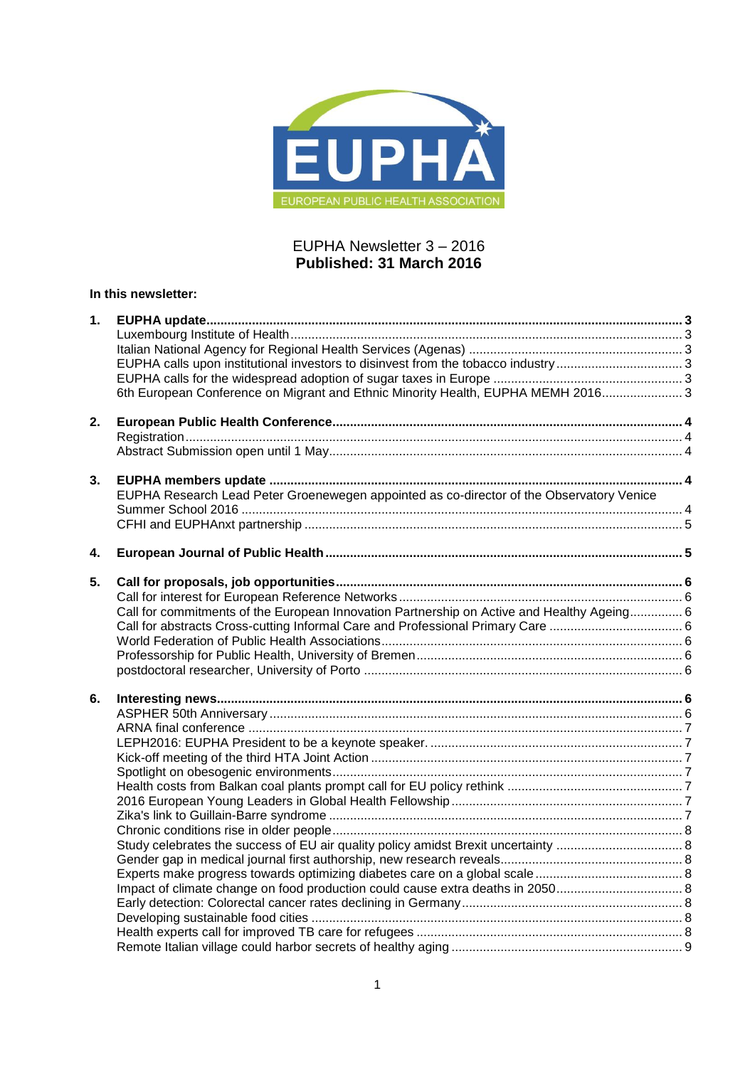EUPHA

EUROPEAN PUBLIC HEALTH ASSOCIATION

# EUPHA Newsletter 3 – 2016
**Published: 31 March 2016**

**In this newsletter:**

1. **EUPHA update** ..... 3
   - Luxembourg Institute of Health ..... 3
   - Italian National Agency for Regional Health Services (Agenas) ..... 3
   - EUPHA calls upon institutional investors to disinvest from the tobacco industry ..... 3
   - EUPHA calls for the widespread adoption of sugar taxes in Europe ..... 3
   - 6th European Conference on Migrant and Ethnic Minority Health, EUPHA MEMH 2016 ..... 3
2. **European Public Health Conference** ..... 4
   - Registration ..... 4
   - Abstract Submission open until 1 May ..... 4
3. **EUPHA members update** ..... 4
   - EUPHA Research Lead Peter Groenewegen appointed as co-director of the Observatory Venice Summer School 2016 ..... 4
   - CFHI and EUPHAnxt partnership ..... 5
4. **European Journal of Public Health** ..... 5
5. **Call for proposals, job opportunities** ..... 6
   - Call for interest for European Reference Networks ..... 6
   - Call for commitments of the European Innovation Partnership on Active and Healthy Ageing ..... 6
   - Call for abstracts Cross-cutting Informal Care and Professional Primary Care ..... 6
   - World Federation of Public Health Associations ..... 6
   - Professorship for Public Health, University of Bremen ..... 6
   - postdoctoral researcher, University of Porto ..... 6
6. **Interesting news** ..... 6
   - ASPHER 50th Anniversary ..... 6
   - ARNA final conference ..... 7
   - LEPH2016: EUPHA President to be a keynote speaker. ..... 7
   - Kick-off meeting of the third HTA Joint Action ..... 7
   - Spotlight on obesogenic environments ..... 7
   - Health costs from Balkan coal plants prompt call for EU policy rethink ..... 7
   - 2016 European Young Leaders in Global Health Fellowship ..... 7
   - Zika's link to Guillain-Barre syndrome ..... 7
   - Chronic conditions rise in older people ..... 8
   - Study celebrates the success of EU air quality policy amidst Brexit uncertainty ..... 8
   - Gender gap in medical journal first authorship, new research reveals ..... 8
   - Experts make progress towards optimizing diabetes care on a global scale ..... 8
   - Impact of climate change on food production could cause extra deaths in 2050 ..... 8
   - Early detection: Colorectal cancer rates declining in Germany ..... 8
   - Developing sustainable food cities ..... 8
   - Health experts call for improved TB care for refugees ..... 8
   - Remote Italian village could harbor secrets of healthy aging ..... 9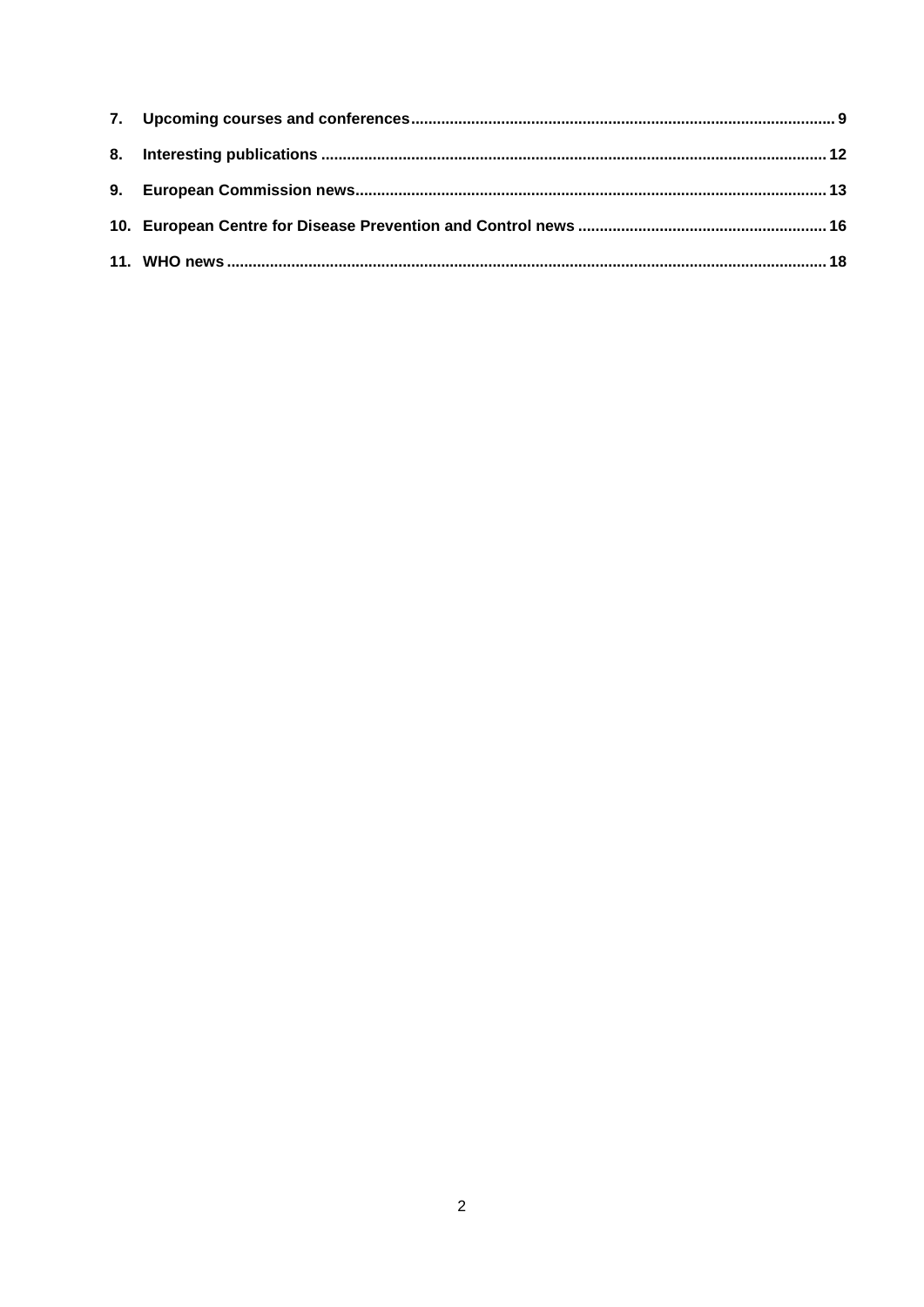**7. Upcoming courses and conferences ........ 9**

**8. Interesting publications ........ 12**

**9. European Commission news ........ 13**

**10. European Centre for Disease Prevention and Control news ........ 16**

**11. WHO news ........ 18**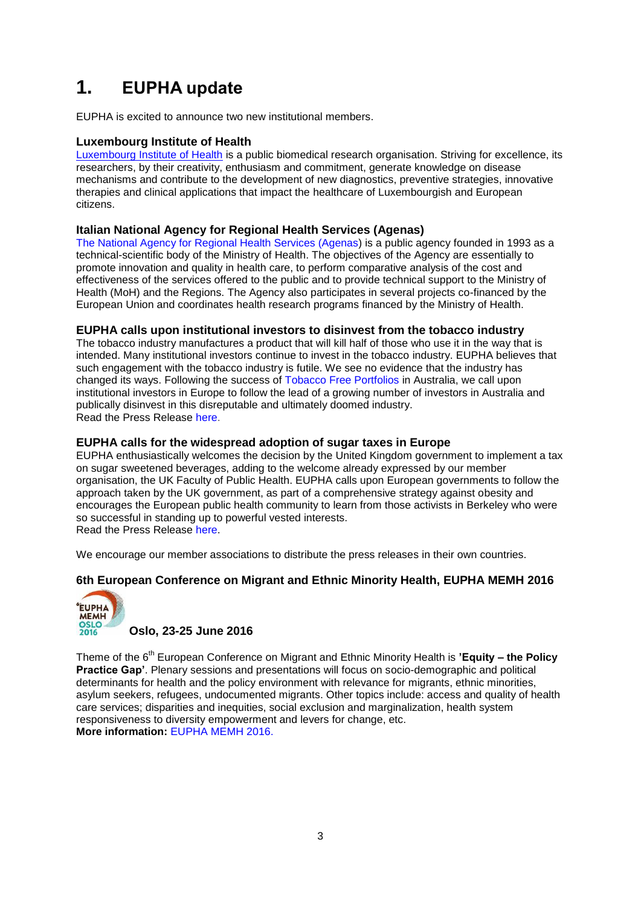# 1. EUPHA update

EUPHA is excited to announce two new institutional members.

### Luxembourg Institute of Health

Luxembourg Institute of Health is a public biomedical research organisation. Striving for excellence, its researchers, by their creativity, enthusiasm and commitment, generate knowledge on disease mechanisms and contribute to the development of new diagnostics, preventive strategies, innovative therapies and clinical applications that impact the healthcare of Luxembourgish and European citizens.

### Italian National Agency for Regional Health Services (Agenas)

The National Agency for Regional Health Services (Agenas) is a public agency founded in 1993 as a technical-scientific body of the Ministry of Health. The objectives of the Agency are essentially to promote innovation and quality in health care, to perform comparative analysis of the cost and effectiveness of the services offered to the public and to provide technical support to the Ministry of Health (MoH) and the Regions. The Agency also participates in several projects co-financed by the European Union and coordinates health research programs financed by the Ministry of Health.

### EUPHA calls upon institutional investors to disinvest from the tobacco industry

The tobacco industry manufactures a product that will kill half of those who use it in the way that is intended. Many institutional investors continue to invest in the tobacco industry. EUPHA believes that such engagement with the tobacco industry is futile. We see no evidence that the industry has changed its ways. Following the success of Tobacco Free Portfolios in Australia, we call upon institutional investors in Europe to follow the lead of a growing number of investors in Australia and publically disinvest in this disreputable and ultimately doomed industry.
Read the Press Release here.

### EUPHA calls for the widespread adoption of sugar taxes in Europe

EUPHA enthusiastically welcomes the decision by the United Kingdom government to implement a tax on sugar sweetened beverages, adding to the welcome already expressed by our member organisation, the UK Faculty of Public Health. EUPHA calls upon European governments to follow the approach taken by the UK government, as part of a comprehensive strategy against obesity and encourages the European public health community to learn from those activists in Berkeley who were so successful in standing up to powerful vested interests.
Read the Press Release here.

We encourage our member associations to distribute the press releases in their own countries.

### 6th European Conference on Migrant and Ethnic Minority Health, EUPHA MEMH 2016

**Oslo, 23-25 June 2016**

Theme of the 6th European Conference on Migrant and Ethnic Minority Health is **'Equity – the Policy Practice Gap'**. Plenary sessions and presentations will focus on socio-demographic and political determinants for health and the policy environment with relevance for migrants, ethnic minorities, asylum seekers, refugees, undocumented migrants. Other topics include: access and quality of health care services; disparities and inequities, social exclusion and marginalization, health system responsiveness to diversity empowerment and levers for change, etc.
**More information:** EUPHA MEMH 2016.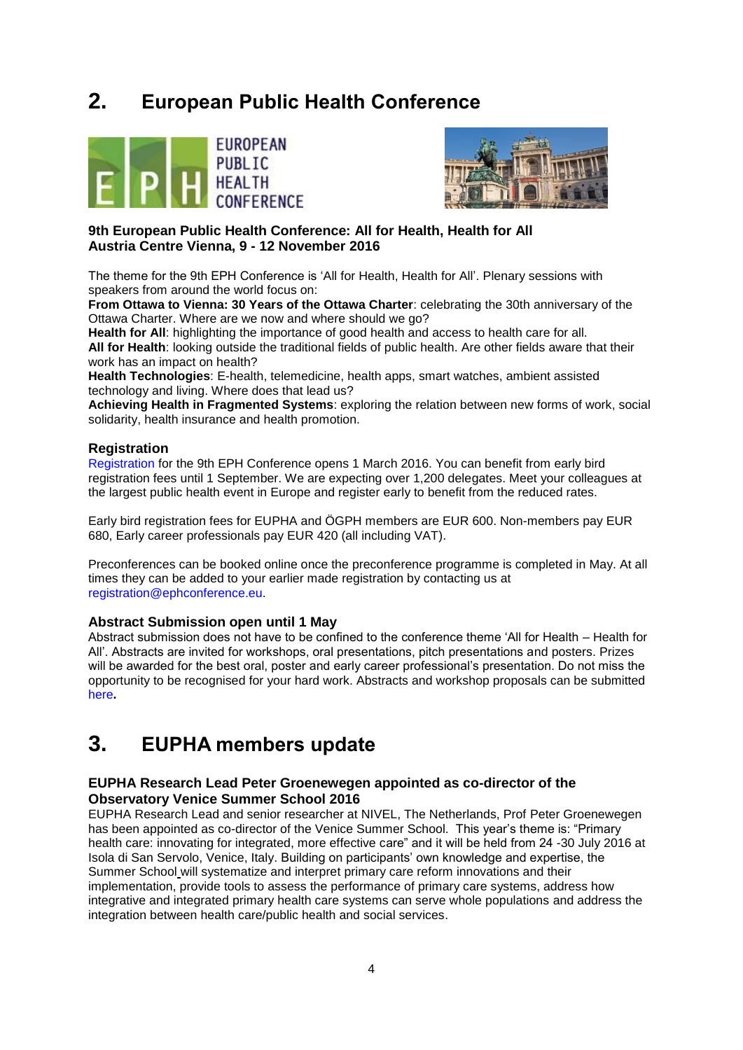## 2. European Public Health Conference

### 9th European Public Health Conference: All for Health, Health for All
### Austria Centre Vienna, 9 - 12 November 2016

The theme for the 9th EPH Conference is 'All for Health, Health for All'. Plenary sessions with speakers from around the world focus on:

**From Ottawa to Vienna: 30 Years of the Ottawa Charter**: celebrating the 30th anniversary of the Ottawa Charter. Where are we now and where should we go?

**Health for All**: highlighting the importance of good health and access to health care for all.

**All for Health**: looking outside the traditional fields of public health. Are other fields aware that their work has an impact on health?

**Health Technologies**: E-health, telemedicine, health apps, smart watches, ambient assisted technology and living. Where does that lead us?

**Achieving Health in Fragmented Systems**: exploring the relation between new forms of work, social solidarity, health insurance and health promotion.

### Registration

Registration for the 9th EPH Conference opens 1 March 2016. You can benefit from early bird registration fees until 1 September. We are expecting over 1,200 delegates. Meet your colleagues at the largest public health event in Europe and register early to benefit from the reduced rates.

Early bird registration fees for EUPHA and ÖGPH members are EUR 600. Non-members pay EUR 680, Early career professionals pay EUR 420 (all including VAT).

Preconferences can be booked online once the preconference programme is completed in May. At all times they can be added to your earlier made registration by contacting us at registration@ephconference.eu.

### Abstract Submission open until 1 May

Abstract submission does not have to be confined to the conference theme 'All for Health – Health for All'. Abstracts are invited for workshops, oral presentations, pitch presentations and posters. Prizes will be awarded for the best oral, poster and early career professional's presentation. Do not miss the opportunity to be recognised for your hard work. Abstracts and workshop proposals can be submitted here.

## 3. EUPHA members update

### EUPHA Research Lead Peter Groenewegen appointed as co-director of the Observatory Venice Summer School 2016

EUPHA Research Lead and senior researcher at NIVEL, The Netherlands, Prof Peter Groenewegen has been appointed as co-director of the Venice Summer School. This year's theme is: "Primary health care: innovating for integrated, more effective care" and it will be held from 24 -30 July 2016 at Isola di San Servolo, Venice, Italy. Building on participants' own knowledge and expertise, the Summer School will systematize and interpret primary care reform innovations and their implementation, provide tools to assess the performance of primary care systems, address how integrative and integrated primary health care systems can serve whole populations and address the integration between health care/public health and social services.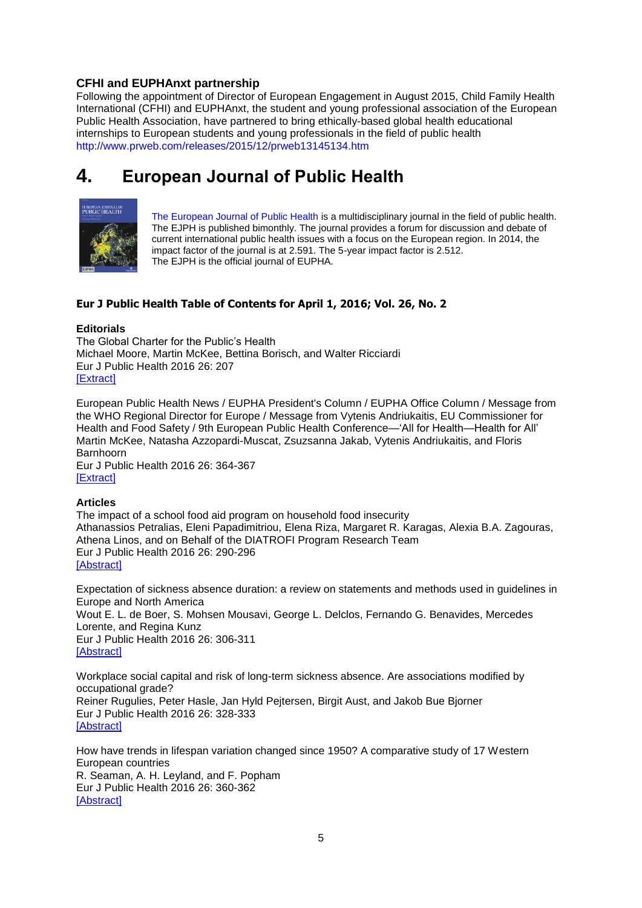### CFHI and EUPHAnxt partnership

Following the appointment of Director of European Engagement in August 2015, Child Family Health International (CFHI) and EUPHAnxt, the student and young professional association of the European Public Health Association, have partnered to bring ethically-based global health educational internships to European students and young professionals in the field of public health http://www.prweb.com/releases/2015/12/prweb13145134.htm

# 4. European Journal of Public Health

The European Journal of Public Health is a multidisciplinary journal in the field of public health. The EJPH is published bimonthly. The journal provides a forum for discussion and debate of current international public health issues with a focus on the European region. In 2014, the impact factor of the journal is at 2.591. The 5-year impact factor is 2.512.
The EJPH is the official journal of EUPHA.

### Eur J Public Health Table of Contents for April 1, 2016; Vol. 26, No. 2

**Editorials**

The Global Charter for the Public's Health
Michael Moore, Martin McKee, Bettina Borisch, and Walter Ricciardi
Eur J Public Health 2016 26: 207
[Extract]

European Public Health News / EUPHA President's Column / EUPHA Office Column / Message from the WHO Regional Director for Europe / Message from Vytenis Andriukaitis, EU Commissioner for Health and Food Safety / 9th European Public Health Conference—'All for Health—Health for All'
Martin McKee, Natasha Azzopardi-Muscat, Zsuzsanna Jakab, Vytenis Andriukaitis, and Floris Barnhoorn
Eur J Public Health 2016 26: 364-367
[Extract]

**Articles**

The impact of a school food aid program on household food insecurity
Athanassios Petralias, Eleni Papadimitriou, Elena Riza, Margaret R. Karagas, Alexia B.A. Zagouras, Athena Linos, and on Behalf of the DIATROFI Program Research Team
Eur J Public Health 2016 26: 290-296
[Abstract]

Expectation of sickness absence duration: a review on statements and methods used in guidelines in Europe and North America
Wout E. L. de Boer, S. Mohsen Mousavi, George L. Delclos, Fernando G. Benavides, Mercedes Lorente, and Regina Kunz
Eur J Public Health 2016 26: 306-311
[Abstract]

Workplace social capital and risk of long-term sickness absence. Are associations modified by occupational grade?
Reiner Rugulies, Peter Hasle, Jan Hyld Pejtersen, Birgit Aust, and Jakob Bue Bjorner
Eur J Public Health 2016 26: 328-333
[Abstract]

How have trends in lifespan variation changed since 1950? A comparative study of 17 Western European countries
R. Seaman, A. H. Leyland, and F. Popham
Eur J Public Health 2016 26: 360-362
[Abstract]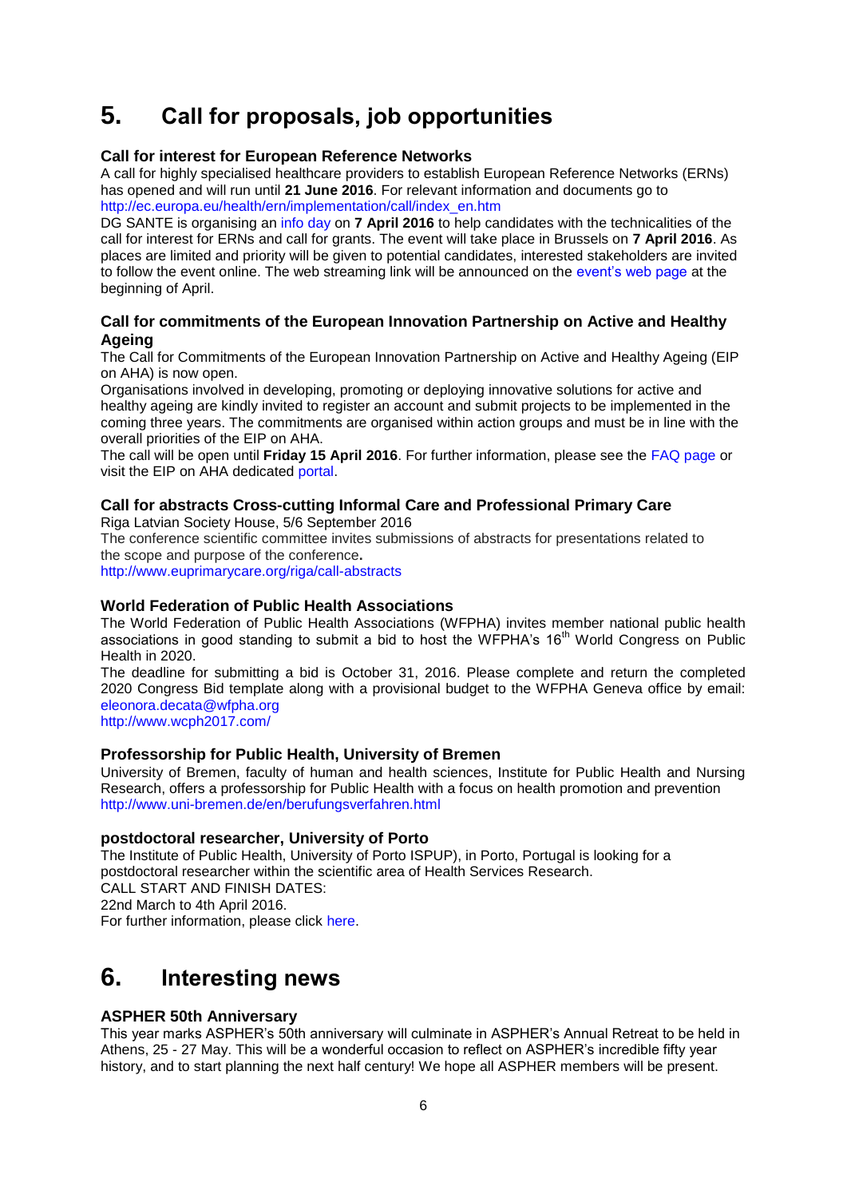# 5. Call for proposals, job opportunities

### Call for interest for European Reference Networks

A call for highly specialised healthcare providers to establish European Reference Networks (ERNs) has opened and will run until **21 June 2016**. For relevant information and documents go to http://ec.europa.eu/health/ern/implementation/call/index_en.htm

DG SANTE is organising an info day on **7 April 2016** to help candidates with the technicalities of the call for interest for ERNs and call for grants. The event will take place in Brussels on **7 April 2016**. As places are limited and priority will be given to potential candidates, interested stakeholders are invited to follow the event online. The web streaming link will be announced on the event's web page at the beginning of April.

### Call for commitments of the European Innovation Partnership on Active and Healthy Ageing

The Call for Commitments of the European Innovation Partnership on Active and Healthy Ageing (EIP on AHA) is now open.

Organisations involved in developing, promoting or deploying innovative solutions for active and healthy ageing are kindly invited to register an account and submit projects to be implemented in the coming three years. The commitments are organised within action groups and must be in line with the overall priorities of the EIP on AHA.

The call will be open until **Friday 15 April 2016**. For further information, please see the FAQ page or visit the EIP on AHA dedicated portal.

### Call for abstracts Cross-cutting Informal Care and Professional Primary Care

Riga Latvian Society House, 5/6 September 2016

The conference scientific committee invites submissions of abstracts for presentations related to the scope and purpose of the conference**.**

http://www.euprimarycare.org/riga/call-abstracts

### World Federation of Public Health Associations

The World Federation of Public Health Associations (WFPHA) invites member national public health associations in good standing to submit a bid to host the WFPHA's 16th World Congress on Public Health in 2020.

The deadline for submitting a bid is October 31, 2016. Please complete and return the completed 2020 Congress Bid template along with a provisional budget to the WFPHA Geneva office by email: eleonora.decata@wfpha.org

http://www.wcph2017.com/

### Professorship for Public Health, University of Bremen

University of Bremen, faculty of human and health sciences, Institute for Public Health and Nursing Research, offers a professorship for Public Health with a focus on health promotion and prevention http://www.uni-bremen.de/en/berufungsverfahren.html

### postdoctoral researcher, University of Porto

The Institute of Public Health, University of Porto ISPUP), in Porto, Portugal is looking for a postdoctoral researcher within the scientific area of Health Services Research.

CALL START AND FINISH DATES:

22nd March to 4th April 2016.

For further information, please click here.

# 6. Interesting news

### ASPHER 50th Anniversary

This year marks ASPHER's 50th anniversary will culminate in ASPHER's Annual Retreat to be held in Athens, 25 - 27 May. This will be a wonderful occasion to reflect on ASPHER's incredible fifty year history, and to start planning the next half century! We hope all ASPHER members will be present.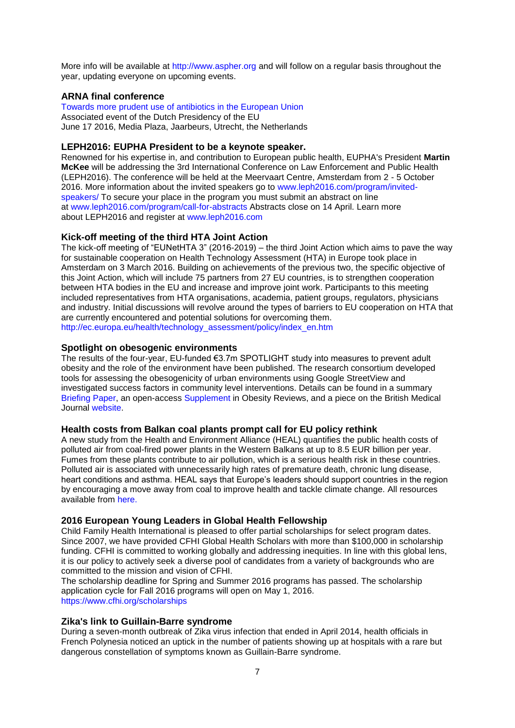More info will be available at http://www.aspher.org and will follow on a regular basis throughout the year, updating everyone on upcoming events.

### ARNA final conference

Towards more prudent use of antibiotics in the European Union
Associated event of the Dutch Presidency of the EU
June 17 2016, Media Plaza, Jaarbeurs, Utrecht, the Netherlands

### LEPH2016: EUPHA President to be a keynote speaker.

Renowned for his expertise in, and contribution to European public health, EUPHA's President **Martin McKee** will be addressing the 3rd International Conference on Law Enforcement and Public Health (LEPH2016). The conference will be held at the Meervaart Centre, Amsterdam from 2 - 5 October 2016. More information about the invited speakers go to www.leph2016.com/program/invited-speakers/ To secure your place in the program you must submit an abstract on line at www.leph2016.com/program/call-for-abstracts Abstracts close on 14 April. Learn more about LEPH2016 and register at www.leph2016.com

### Kick-off meeting of the third HTA Joint Action

The kick-off meeting of "EUNetHTA 3" (2016-2019) – the third Joint Action which aims to pave the way for sustainable cooperation on Health Technology Assessment (HTA) in Europe took place in Amsterdam on 3 March 2016. Building on achievements of the previous two, the specific objective of this Joint Action, which will include 75 partners from 27 EU countries, is to strengthen cooperation between HTA bodies in the EU and increase and improve joint work. Participants to this meeting included representatives from HTA organisations, academia, patient groups, regulators, physicians and industry. Initial discussions will revolve around the types of barriers to EU cooperation on HTA that are currently encountered and potential solutions for overcoming them.
http://ec.europa.eu/health/technology_assessment/policy/index_en.htm

### Spotlight on obesogenic environments

The results of the four-year, EU-funded €3.7m SPOTLIGHT study into measures to prevent adult obesity and the role of the environment have been published. The research consortium developed tools for assessing the obesogenicity of urban environments using Google StreetView and investigated success factors in community level interventions. Details can be found in a summary Briefing Paper, an open-access Supplement in Obesity Reviews, and a piece on the British Medical Journal website.

### Health costs from Balkan coal plants prompt call for EU policy rethink

A new study from the Health and Environment Alliance (HEAL) quantifies the public health costs of polluted air from coal-fired power plants in the Western Balkans at up to 8.5 EUR billion per year. Fumes from these plants contribute to air pollution, which is a serious health risk in these countries. Polluted air is associated with unnecessarily high rates of premature death, chronic lung disease, heart conditions and asthma. HEAL says that Europe's leaders should support countries in the region by encouraging a move away from coal to improve health and tackle climate change. All resources available from here.

### 2016 European Young Leaders in Global Health Fellowship

Child Family Health International is pleased to offer partial scholarships for select program dates. Since 2007, we have provided CFHI Global Health Scholars with more than $100,000 in scholarship funding. CFHI is committed to working globally and addressing inequities. In line with this global lens, it is our policy to actively seek a diverse pool of candidates from a variety of backgrounds who are committed to the mission and vision of CFHI.
The scholarship deadline for Spring and Summer 2016 programs has passed. The scholarship application cycle for Fall 2016 programs will open on May 1, 2016.
https://www.cfhi.org/scholarships

### Zika's link to Guillain-Barre syndrome

During a seven-month outbreak of Zika virus infection that ended in April 2014, health officials in French Polynesia noticed an uptick in the number of patients showing up at hospitals with a rare but dangerous constellation of symptoms known as Guillain-Barre syndrome.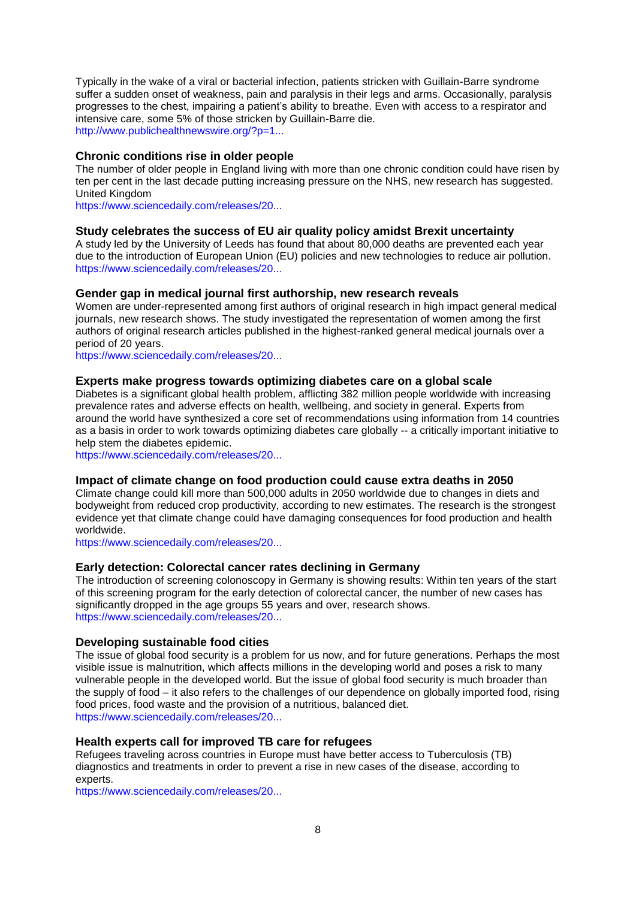Typically in the wake of a viral or bacterial infection, patients stricken with Guillain-Barre syndrome suffer a sudden onset of weakness, pain and paralysis in their legs and arms. Occasionally, paralysis progresses to the chest, impairing a patient's ability to breathe. Even with access to a respirator and intensive care, some 5% of those stricken by Guillain-Barre die.
http://www.publichealthnewswire.org/?p=1...

### Chronic conditions rise in older people

The number of older people in England living with more than one chronic condition could have risen by ten per cent in the last decade putting increasing pressure on the NHS, new research has suggested. United Kingdom
https://www.sciencedaily.com/releases/20...

### Study celebrates the success of EU air quality policy amidst Brexit uncertainty

A study led by the University of Leeds has found that about 80,000 deaths are prevented each year due to the introduction of European Union (EU) policies and new technologies to reduce air pollution.
https://www.sciencedaily.com/releases/20...

### Gender gap in medical journal first authorship, new research reveals

Women are under-represented among first authors of original research in high impact general medical journals, new research shows. The study investigated the representation of women among the first authors of original research articles published in the highest-ranked general medical journals over a period of 20 years.
https://www.sciencedaily.com/releases/20...

### Experts make progress towards optimizing diabetes care on a global scale

Diabetes is a significant global health problem, afflicting 382 million people worldwide with increasing prevalence rates and adverse effects on health, wellbeing, and society in general. Experts from around the world have synthesized a core set of recommendations using information from 14 countries as a basis in order to work towards optimizing diabetes care globally -- a critically important initiative to help stem the diabetes epidemic.
https://www.sciencedaily.com/releases/20...

### Impact of climate change on food production could cause extra deaths in 2050

Climate change could kill more than 500,000 adults in 2050 worldwide due to changes in diets and bodyweight from reduced crop productivity, according to new estimates. The research is the strongest evidence yet that climate change could have damaging consequences for food production and health worldwide.
https://www.sciencedaily.com/releases/20...

### Early detection: Colorectal cancer rates declining in Germany

The introduction of screening colonoscopy in Germany is showing results: Within ten years of the start of this screening program for the early detection of colorectal cancer, the number of new cases has significantly dropped in the age groups 55 years and over, research shows.
https://www.sciencedaily.com/releases/20...

### Developing sustainable food cities

The issue of global food security is a problem for us now, and for future generations. Perhaps the most visible issue is malnutrition, which affects millions in the developing world and poses a risk to many vulnerable people in the developed world. But the issue of global food security is much broader than the supply of food – it also refers to the challenges of our dependence on globally imported food, rising food prices, food waste and the provision of a nutritious, balanced diet.
https://www.sciencedaily.com/releases/20...

### Health experts call for improved TB care for refugees

Refugees traveling across countries in Europe must have better access to Tuberculosis (TB) diagnostics and treatments in order to prevent a rise in new cases of the disease, according to experts.
https://www.sciencedaily.com/releases/20...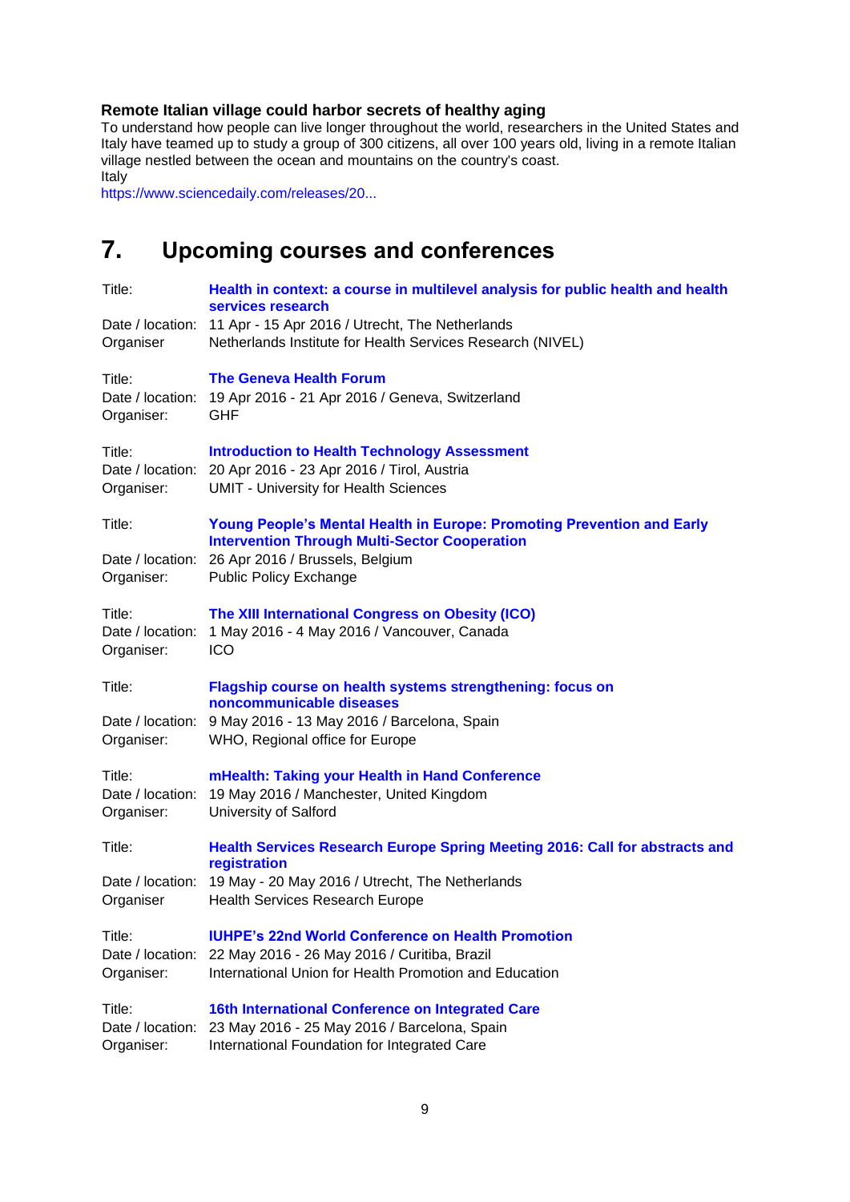**Remote Italian village could harbor secrets of healthy aging**

To understand how people can live longer throughout the world, researchers in the United States and Italy have teamed up to study a group of 300 citizens, all over 100 years old, living in a remote Italian village nestled between the ocean and mountains on the country's coast.

Italy

https://www.sciencedaily.com/releases/20...

# 7. Upcoming courses and conferences

Title: **Health in context: a course in multilevel analysis for public health and health services research**
Date / location: 11 Apr - 15 Apr 2016 / Utrecht, The Netherlands
Organiser: Netherlands Institute for Health Services Research (NIVEL)

Title: **The Geneva Health Forum**
Date / location: 19 Apr 2016 - 21 Apr 2016 / Geneva, Switzerland
Organiser: GHF

Title: **Introduction to Health Technology Assessment**
Date / location: 20 Apr 2016 - 23 Apr 2016 / Tirol, Austria
Organiser: UMIT - University for Health Sciences

Title: **Young People's Mental Health in Europe: Promoting Prevention and Early Intervention Through Multi-Sector Cooperation**
Date / location: 26 Apr 2016 / Brussels, Belgium
Organiser: Public Policy Exchange

Title: **The XIII International Congress on Obesity (ICO)**
Date / location: 1 May 2016 - 4 May 2016 / Vancouver, Canada
Organiser: ICO

Title: **Flagship course on health systems strengthening: focus on noncommunicable diseases**
Date / location: 9 May 2016 - 13 May 2016 / Barcelona, Spain
Organiser: WHO, Regional office for Europe

Title: **mHealth: Taking your Health in Hand Conference**
Date / location: 19 May 2016 / Manchester, United Kingdom
Organiser: University of Salford

Title: **Health Services Research Europe Spring Meeting 2016: Call for abstracts and registration**
Date / location: 19 May - 20 May 2016 / Utrecht, The Netherlands
Organiser: Health Services Research Europe

Title: **IUHPE's 22nd World Conference on Health Promotion**
Date / location: 22 May 2016 - 26 May 2016 / Curitiba, Brazil
Organiser: International Union for Health Promotion and Education

Title: **16th International Conference on Integrated Care**
Date / location: 23 May 2016 - 25 May 2016 / Barcelona, Spain
Organiser: International Foundation for Integrated Care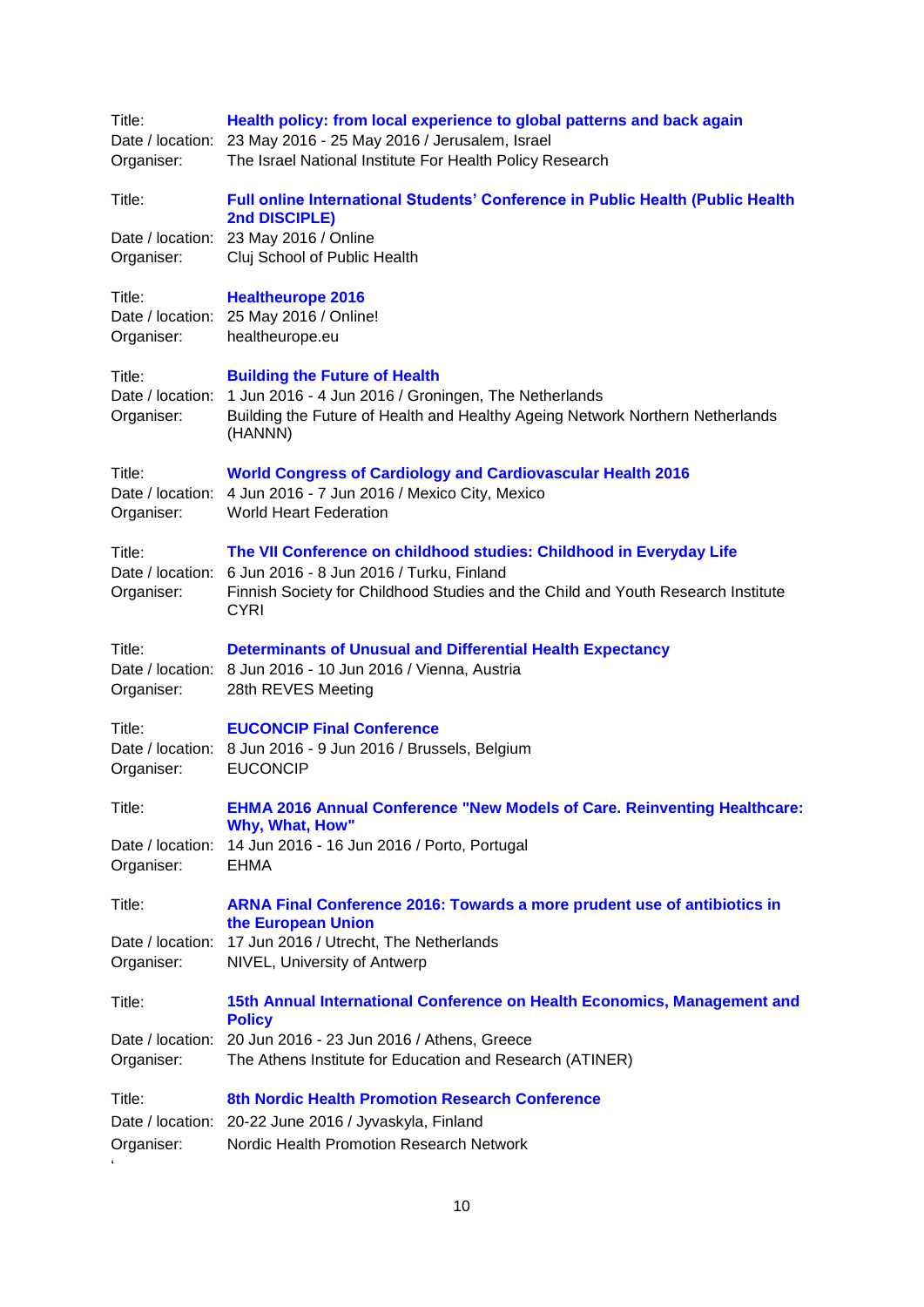Title: **Health policy: from local experience to global patterns and back again**
Date / location: 23 May 2016 - 25 May 2016 / Jerusalem, Israel
Organiser: The Israel National Institute For Health Policy Research

Title: **Full online International Students' Conference in Public Health (Public Health 2nd DISCIPLE)**
Date / location: 23 May 2016 / Online
Organiser: Cluj School of Public Health

Title: **Healtheurope 2016**
Date / location: 25 May 2016 / Online!
Organiser: healtheurope.eu

Title: **Building the Future of Health**
Date / location: 1 Jun 2016 - 4 Jun 2016 / Groningen, The Netherlands
Organiser: Building the Future of Health and Healthy Ageing Network Northern Netherlands (HANNN)

Title: **World Congress of Cardiology and Cardiovascular Health 2016**
Date / location: 4 Jun 2016 - 7 Jun 2016 / Mexico City, Mexico
Organiser: World Heart Federation

Title: **The VII Conference on childhood studies: Childhood in Everyday Life**
Date / location: 6 Jun 2016 - 8 Jun 2016 / Turku, Finland
Organiser: Finnish Society for Childhood Studies and the Child and Youth Research Institute CYRI

Title: **Determinants of Unusual and Differential Health Expectancy**
Date / location: 8 Jun 2016 - 10 Jun 2016 / Vienna, Austria
Organiser: 28th REVES Meeting

Title: **EUCONCIP Final Conference**
Date / location: 8 Jun 2016 - 9 Jun 2016 / Brussels, Belgium
Organiser: EUCONCIP

Title: **EHMA 2016 Annual Conference "New Models of Care. Reinventing Healthcare: Why, What, How"**
Date / location: 14 Jun 2016 - 16 Jun 2016 / Porto, Portugal
Organiser: EHMA

Title: **ARNA Final Conference 2016: Towards a more prudent use of antibiotics in the European Union**
Date / location: 17 Jun 2016 / Utrecht, The Netherlands
Organiser: NIVEL, University of Antwerp

Title: **15th Annual International Conference on Health Economics, Management and Policy**
Date / location: 20 Jun 2016 - 23 Jun 2016 / Athens, Greece
Organiser: The Athens Institute for Education and Research (ATINER)

Title: **8th Nordic Health Promotion Research Conference**
Date / location: 20-22 June 2016 / Jyvaskyla, Finland
Organiser: Nordic Health Promotion Research Network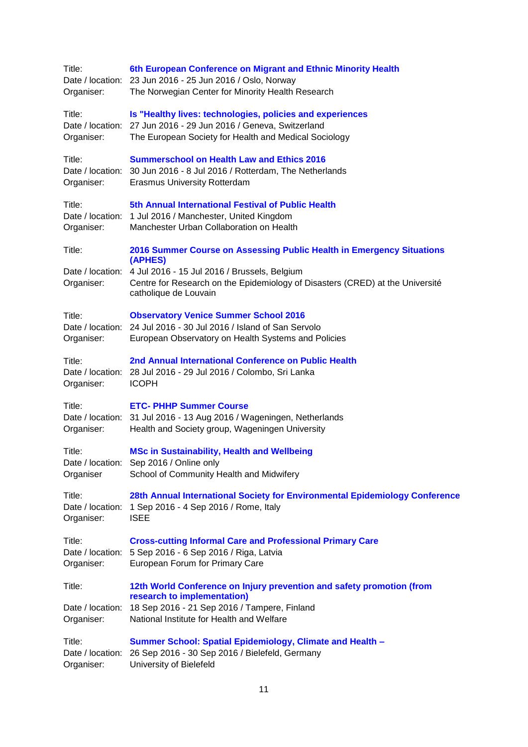Title: **6th European Conference on Migrant and Ethnic Minority Health**
Date / location: 23 Jun 2016 - 25 Jun 2016 / Oslo, Norway
Organiser: The Norwegian Center for Minority Health Research

Title: **Is "Healthy lives: technologies, policies and experiences**
Date / location: 27 Jun 2016 - 29 Jun 2016 / Geneva, Switzerland
Organiser: The European Society for Health and Medical Sociology

Title: **Summerschool on Health Law and Ethics 2016**
Date / location: 30 Jun 2016 - 8 Jul 2016 / Rotterdam, The Netherlands
Organiser: Erasmus University Rotterdam

Title: **5th Annual International Festival of Public Health**
Date / location: 1 Jul 2016 / Manchester, United Kingdom
Organiser: Manchester Urban Collaboration on Health

Title: **2016 Summer Course on Assessing Public Health in Emergency Situations (APHES)**
Date / location: 4 Jul 2016 - 15 Jul 2016 / Brussels, Belgium
Organiser: Centre for Research on the Epidemiology of Disasters (CRED) at the Université catholique de Louvain

Title: **Observatory Venice Summer School 2016**
Date / location: 24 Jul 2016 - 30 Jul 2016 / Island of San Servolo
Organiser: European Observatory on Health Systems and Policies

Title: **2nd Annual International Conference on Public Health**
Date / location: 28 Jul 2016 - 29 Jul 2016 / Colombo, Sri Lanka
Organiser: ICOPH

Title: **ETC- PHHP Summer Course**
Date / location: 31 Jul 2016 - 13 Aug 2016 / Wageningen, Netherlands
Organiser: Health and Society group, Wageningen University

Title: **MSc in Sustainability, Health and Wellbeing**
Date / location: Sep 2016 / Online only
Organiser School of Community Health and Midwifery

Title: **28th Annual International Society for Environmental Epidemiology Conference**
Date / location: 1 Sep 2016 - 4 Sep 2016 / Rome, Italy
Organiser: ISEE

Title: **Cross-cutting Informal Care and Professional Primary Care**
Date / location: 5 Sep 2016 - 6 Sep 2016 / Riga, Latvia
Organiser: European Forum for Primary Care

Title: **12th World Conference on Injury prevention and safety promotion (from research to implementation)**
Date / location: 18 Sep 2016 - 21 Sep 2016 / Tampere, Finland
Organiser: National Institute for Health and Welfare

Title: **Summer School: Spatial Epidemiology, Climate and Health –**
Date / location: 26 Sep 2016 - 30 Sep 2016 / Bielefeld, Germany
Organiser: University of Bielefeld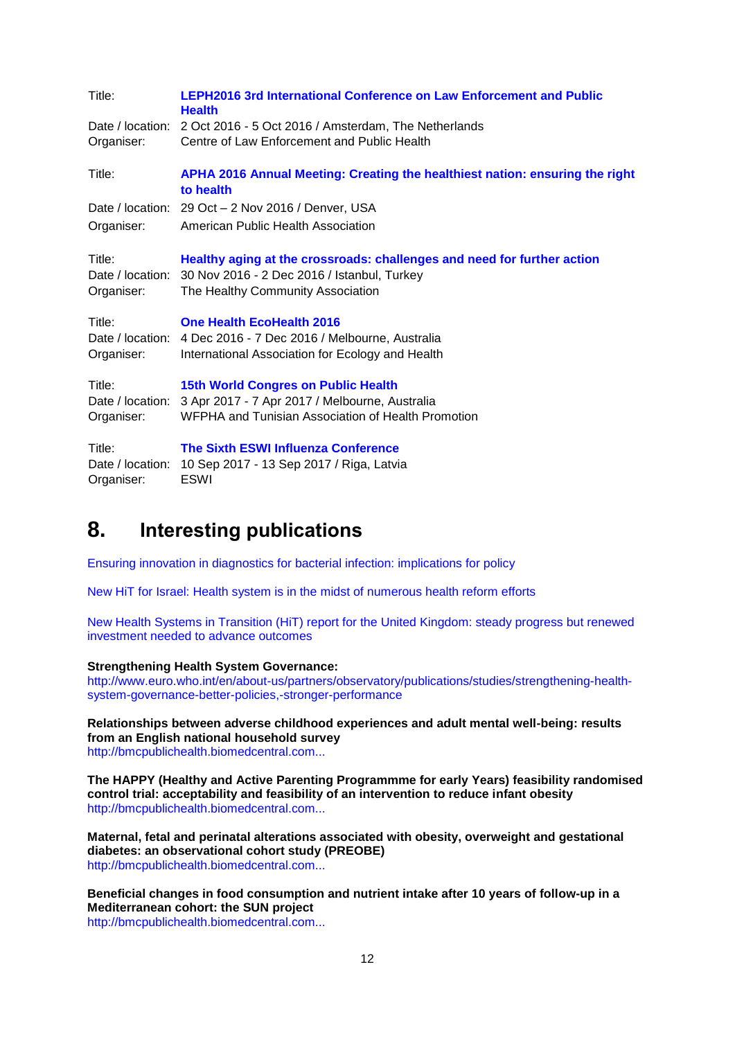Title: **LEPH2016 3rd International Conference on Law Enforcement and Public Health**
Date / location: 2 Oct 2016 - 5 Oct 2016 / Amsterdam, The Netherlands
Organiser: Centre of Law Enforcement and Public Health

Title: **APHA 2016 Annual Meeting: Creating the healthiest nation: ensuring the right to health**
Date / location: 29 Oct – 2 Nov 2016 / Denver, USA
Organiser: American Public Health Association

Title: **Healthy aging at the crossroads: challenges and need for further action**
Date / location: 30 Nov 2016 - 2 Dec 2016 / Istanbul, Turkey
Organiser: The Healthy Community Association

Title: **One Health EcoHealth 2016**
Date / location: 4 Dec 2016 - 7 Dec 2016 / Melbourne, Australia
Organiser: International Association for Ecology and Health

Title: **15th World Congres on Public Health**
Date / location: 3 Apr 2017 - 7 Apr 2017 / Melbourne, Australia
Organiser: WFPHA and Tunisian Association of Health Promotion

Title: **The Sixth ESWI Influenza Conference**
Date / location: 10 Sep 2017 - 13 Sep 2017 / Riga, Latvia
Organiser: ESWI

# 8. Interesting publications

Ensuring innovation in diagnostics for bacterial infection: implications for policy

New HiT for Israel: Health system is in the midst of numerous health reform efforts

New Health Systems in Transition (HiT) report for the United Kingdom: steady progress but renewed investment needed to advance outcomes

**Strengthening Health System Governance:**
http://www.euro.who.int/en/about-us/partners/observatory/publications/studies/strengthening-health-system-governance-better-policies,-stronger-performance

**Relationships between adverse childhood experiences and adult mental well-being: results from an English national household survey**
http://bmcpublichealth.biomedcentral.com...

**The HAPPY (Healthy and Active Parenting Programmme for early Years) feasibility randomised control trial: acceptability and feasibility of an intervention to reduce infant obesity**
http://bmcpublichealth.biomedcentral.com...

**Maternal, fetal and perinatal alterations associated with obesity, overweight and gestational diabetes: an observational cohort study (PREOBE)**
http://bmcpublichealth.biomedcentral.com...

**Beneficial changes in food consumption and nutrient intake after 10 years of follow-up in a Mediterranean cohort: the SUN project**
http://bmcpublichealth.biomedcentral.com...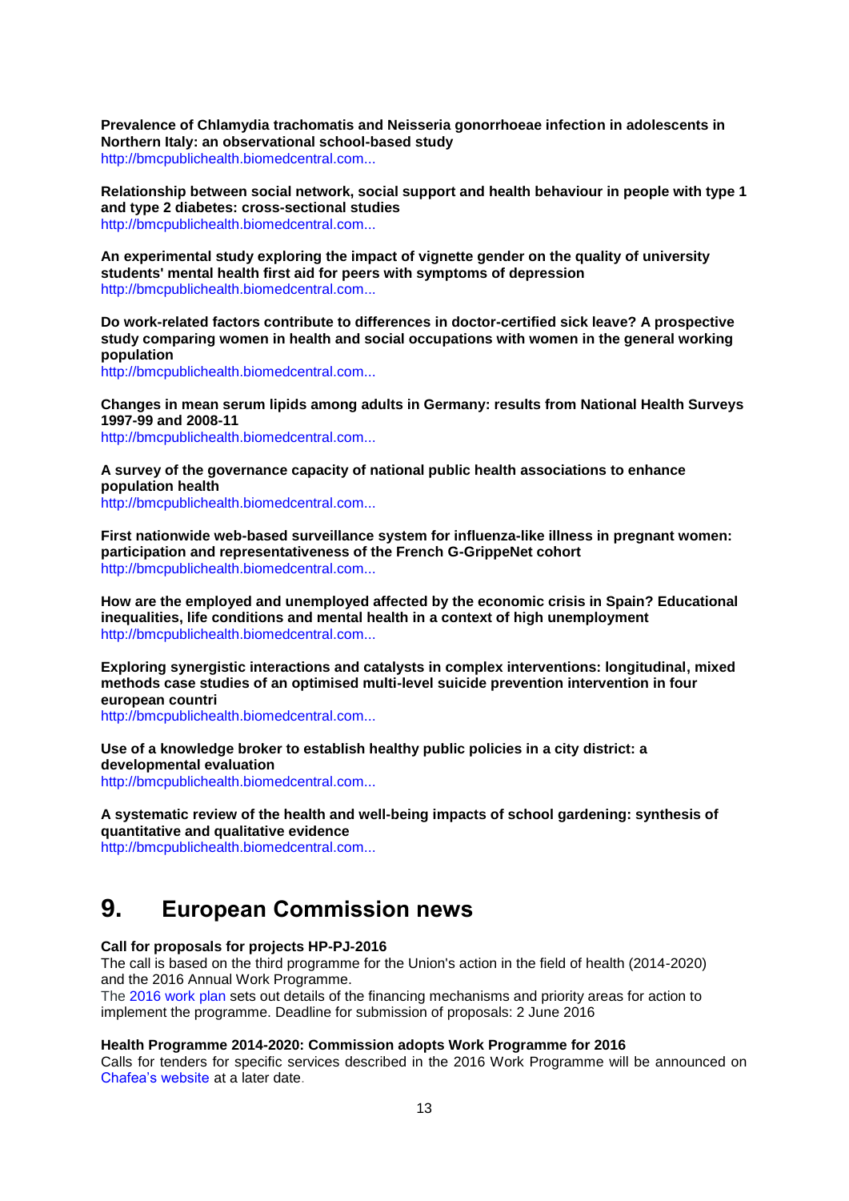**Prevalence of Chlamydia trachomatis and Neisseria gonorrhoeae infection in adolescents in Northern Italy: an observational school-based study**
http://bmcpublichealth.biomedcentral.com...

**Relationship between social network, social support and health behaviour in people with type 1 and type 2 diabetes: cross-sectional studies**
http://bmcpublichealth.biomedcentral.com...

**An experimental study exploring the impact of vignette gender on the quality of university students' mental health first aid for peers with symptoms of depression**
http://bmcpublichealth.biomedcentral.com...

**Do work-related factors contribute to differences in doctor-certified sick leave? A prospective study comparing women in health and social occupations with women in the general working population**
http://bmcpublichealth.biomedcentral.com...

**Changes in mean serum lipids among adults in Germany: results from National Health Surveys 1997-99 and 2008-11**
http://bmcpublichealth.biomedcentral.com...

**A survey of the governance capacity of national public health associations to enhance population health**
http://bmcpublichealth.biomedcentral.com...

**First nationwide web-based surveillance system for influenza-like illness in pregnant women: participation and representativeness of the French G-GrippeNet cohort**
http://bmcpublichealth.biomedcentral.com...

**How are the employed and unemployed affected by the economic crisis in Spain? Educational inequalities, life conditions and mental health in a context of high unemployment**
http://bmcpublichealth.biomedcentral.com...

**Exploring synergistic interactions and catalysts in complex interventions: longitudinal, mixed methods case studies of an optimised multi-level suicide prevention intervention in four european countri**
http://bmcpublichealth.biomedcentral.com...

**Use of a knowledge broker to establish healthy public policies in a city district: a developmental evaluation**
http://bmcpublichealth.biomedcentral.com...

**A systematic review of the health and well-being impacts of school gardening: synthesis of quantitative and qualitative evidence**
http://bmcpublichealth.biomedcentral.com...

# 9. European Commission news

**Call for proposals for projects HP-PJ-2016**
The call is based on the third programme for the Union's action in the field of health (2014-2020) and the 2016 Annual Work Programme.
The 2016 work plan sets out details of the financing mechanisms and priority areas for action to implement the programme. Deadline for submission of proposals: 2 June 2016

**Health Programme 2014-2020: Commission adopts Work Programme for 2016**
Calls for tenders for specific services described in the 2016 Work Programme will be announced on Chafea's website at a later date.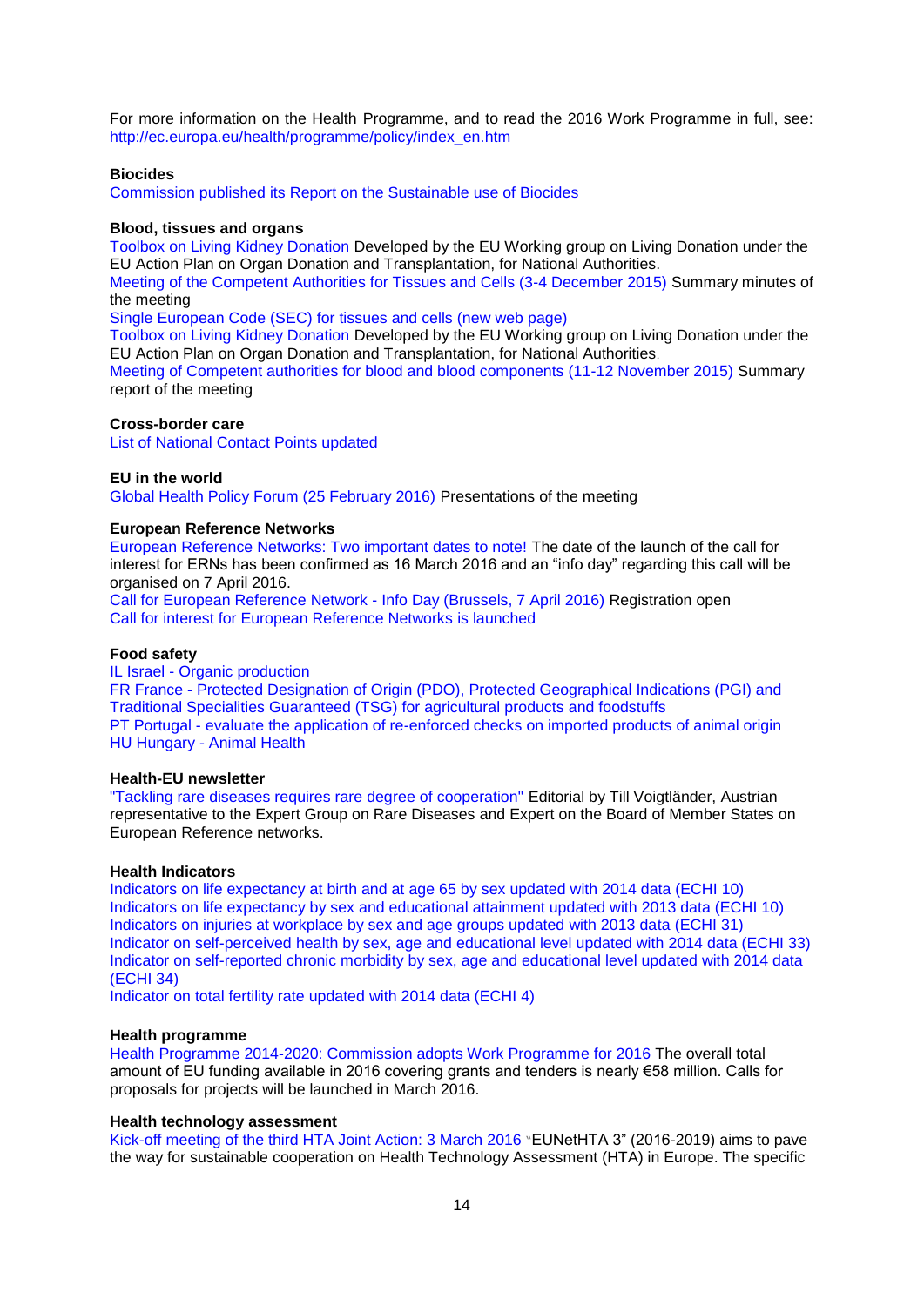For more information on the Health Programme, and to read the 2016 Work Programme in full, see: http://ec.europa.eu/health/programme/policy/index_en.htm

**Biocides**

Commission published its Report on the Sustainable use of Biocides

**Blood, tissues and organs**

Toolbox on Living Kidney Donation Developed by the EU Working group on Living Donation under the EU Action Plan on Organ Donation and Transplantation, for National Authorities.

Meeting of the Competent Authorities for Tissues and Cells (3-4 December 2015) Summary minutes of the meeting

Single European Code (SEC) for tissues and cells (new web page)

Toolbox on Living Kidney Donation Developed by the EU Working group on Living Donation under the EU Action Plan on Organ Donation and Transplantation, for National Authorities.

Meeting of Competent authorities for blood and blood components (11-12 November 2015) Summary report of the meeting

**Cross-border care**

List of National Contact Points updated

**EU in the world**

Global Health Policy Forum (25 February 2016) Presentations of the meeting

**European Reference Networks**

European Reference Networks: Two important dates to note! The date of the launch of the call for interest for ERNs has been confirmed as 16 March 2016 and an "info day" regarding this call will be organised on 7 April 2016.

Call for European Reference Network - Info Day (Brussels, 7 April 2016) Registration open

Call for interest for European Reference Networks is launched

**Food safety**

IL Israel - Organic production

FR France - Protected Designation of Origin (PDO), Protected Geographical Indications (PGI) and Traditional Specialities Guaranteed (TSG) for agricultural products and foodstuffs

PT Portugal - evaluate the application of re-enforced checks on imported products of animal origin

HU Hungary - Animal Health

**Health-EU newsletter**

"Tackling rare diseases requires rare degree of cooperation" Editorial by Till Voigtländer, Austrian representative to the Expert Group on Rare Diseases and Expert on the Board of Member States on European Reference networks.

**Health Indicators**

Indicators on life expectancy at birth and at age 65 by sex updated with 2014 data (ECHI 10)

Indicators on life expectancy by sex and educational attainment updated with 2013 data (ECHI 10)

Indicators on injuries at workplace by sex and age groups updated with 2013 data (ECHI 31)

Indicator on self-perceived health by sex, age and educational level updated with 2014 data (ECHI 33)

Indicator on self-reported chronic morbidity by sex, age and educational level updated with 2014 data (ECHI 34)

Indicator on total fertility rate updated with 2014 data (ECHI 4)

**Health programme**

Health Programme 2014-2020: Commission adopts Work Programme for 2016 The overall total amount of EU funding available in 2016 covering grants and tenders is nearly €58 million. Calls for proposals for projects will be launched in March 2016.

**Health technology assessment**

Kick-off meeting of the third HTA Joint Action: 3 March 2016 "EUNetHTA 3" (2016-2019) aims to pave the way for sustainable cooperation on Health Technology Assessment (HTA) in Europe. The specific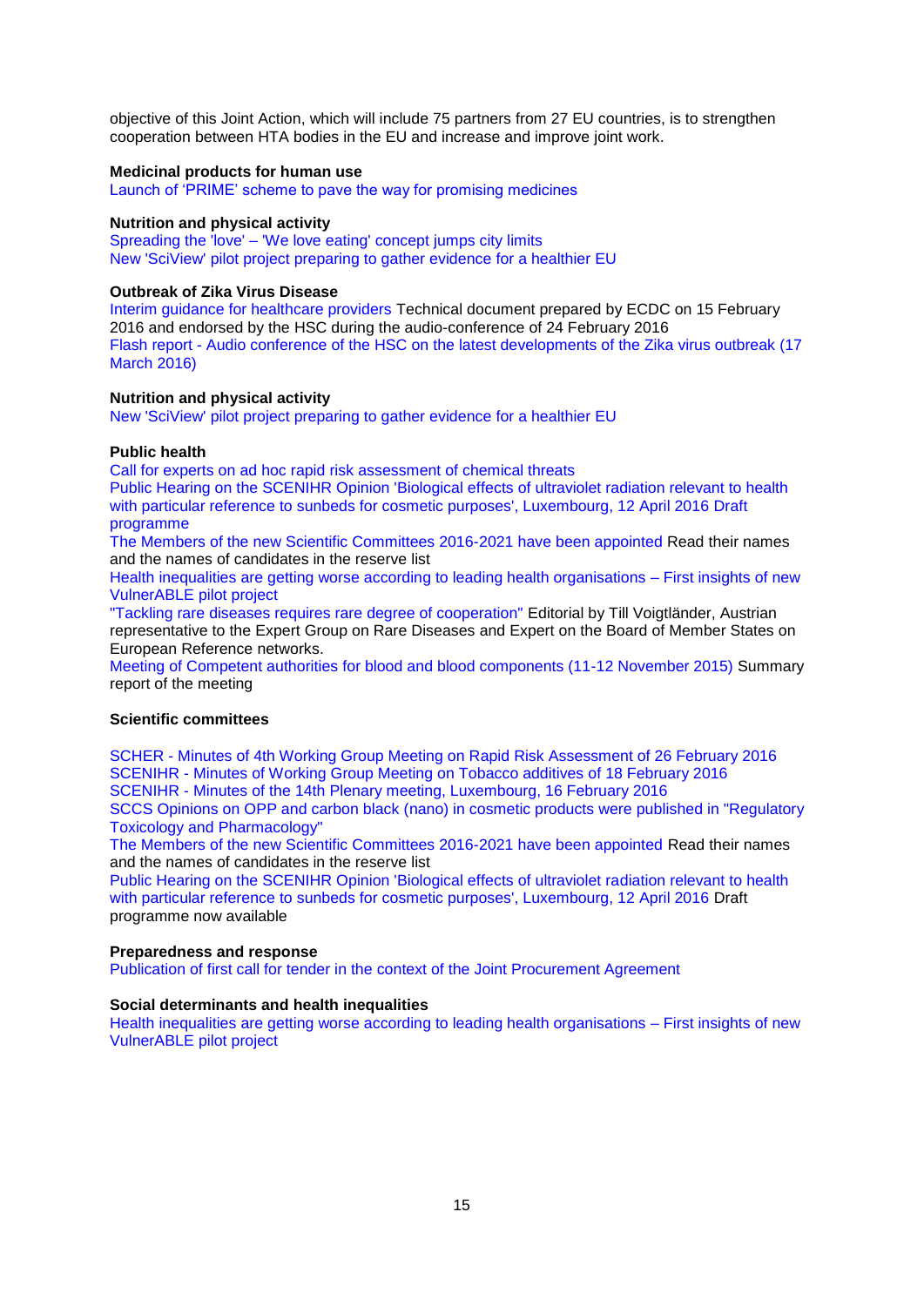objective of this Joint Action, which will include 75 partners from 27 EU countries, is to strengthen cooperation between HTA bodies in the EU and increase and improve joint work.

**Medicinal products for human use**
Launch of 'PRIME' scheme to pave the way for promising medicines

**Nutrition and physical activity**
Spreading the 'love' – 'We love eating' concept jumps city limits
New 'SciView' pilot project preparing to gather evidence for a healthier EU

**Outbreak of Zika Virus Disease**
Interim guidance for healthcare providers Technical document prepared by ECDC on 15 February 2016 and endorsed by the HSC during the audio-conference of 24 February 2016
Flash report - Audio conference of the HSC on the latest developments of the Zika virus outbreak (17 March 2016)

**Nutrition and physical activity**
New 'SciView' pilot project preparing to gather evidence for a healthier EU

**Public health**
Call for experts on ad hoc rapid risk assessment of chemical threats
Public Hearing on the SCENIHR Opinion 'Biological effects of ultraviolet radiation relevant to health with particular reference to sunbeds for cosmetic purposes', Luxembourg, 12 April 2016 Draft programme
The Members of the new Scientific Committees 2016-2021 have been appointed Read their names and the names of candidates in the reserve list
Health inequalities are getting worse according to leading health organisations – First insights of new VulnerABLE pilot project
"Tackling rare diseases requires rare degree of cooperation" Editorial by Till Voigtländer, Austrian representative to the Expert Group on Rare Diseases and Expert on the Board of Member States on European Reference networks.
Meeting of Competent authorities for blood and blood components (11-12 November 2015) Summary report of the meeting

**Scientific committees**

SCHER - Minutes of 4th Working Group Meeting on Rapid Risk Assessment of 26 February 2016
SCENIHR - Minutes of Working Group Meeting on Tobacco additives of 18 February 2016
SCENIHR - Minutes of the 14th Plenary meeting, Luxembourg, 16 February 2016
SCCS Opinions on OPP and carbon black (nano) in cosmetic products were published in "Regulatory Toxicology and Pharmacology"
The Members of the new Scientific Committees 2016-2021 have been appointed Read their names and the names of candidates in the reserve list
Public Hearing on the SCENIHR Opinion 'Biological effects of ultraviolet radiation relevant to health with particular reference to sunbeds for cosmetic purposes', Luxembourg, 12 April 2016 Draft programme now available

**Preparedness and response**
Publication of first call for tender in the context of the Joint Procurement Agreement

**Social determinants and health inequalities**
Health inequalities are getting worse according to leading health organisations – First insights of new VulnerABLE pilot project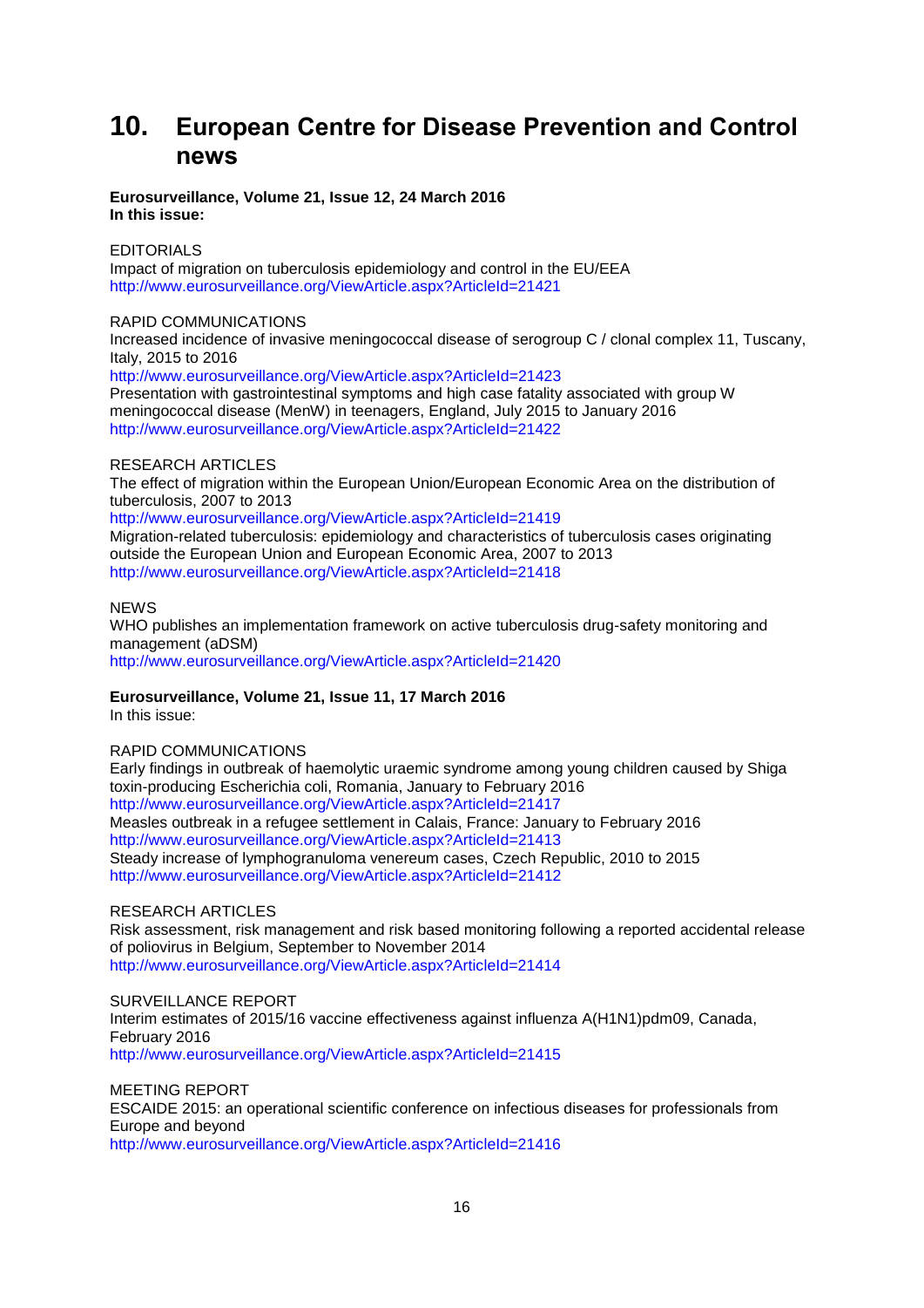# 10. European Centre for Disease Prevention and Control news

**Eurosurveillance, Volume 21, Issue 12, 24 March 2016**
**In this issue:**

EDITORIALS
Impact of migration on tuberculosis epidemiology and control in the EU/EEA
http://www.eurosurveillance.org/ViewArticle.aspx?ArticleId=21421

RAPID COMMUNICATIONS
Increased incidence of invasive meningococcal disease of serogroup C / clonal complex 11, Tuscany, Italy, 2015 to 2016
http://www.eurosurveillance.org/ViewArticle.aspx?ArticleId=21423
Presentation with gastrointestinal symptoms and high case fatality associated with group W meningococcal disease (MenW) in teenagers, England, July 2015 to January 2016
http://www.eurosurveillance.org/ViewArticle.aspx?ArticleId=21422

RESEARCH ARTICLES
The effect of migration within the European Union/European Economic Area on the distribution of tuberculosis, 2007 to 2013
http://www.eurosurveillance.org/ViewArticle.aspx?ArticleId=21419
Migration-related tuberculosis: epidemiology and characteristics of tuberculosis cases originating outside the European Union and European Economic Area, 2007 to 2013
http://www.eurosurveillance.org/ViewArticle.aspx?ArticleId=21418

NEWS
WHO publishes an implementation framework on active tuberculosis drug-safety monitoring and management (aDSM)
http://www.eurosurveillance.org/ViewArticle.aspx?ArticleId=21420

**Eurosurveillance, Volume 21, Issue 11, 17 March 2016**
In this issue:

RAPID COMMUNICATIONS
Early findings in outbreak of haemolytic uraemic syndrome among young children caused by Shiga toxin-producing Escherichia coli, Romania, January to February 2016
http://www.eurosurveillance.org/ViewArticle.aspx?ArticleId=21417
Measles outbreak in a refugee settlement in Calais, France: January to February 2016
http://www.eurosurveillance.org/ViewArticle.aspx?ArticleId=21413
Steady increase of lymphogranuloma venereum cases, Czech Republic, 2010 to 2015
http://www.eurosurveillance.org/ViewArticle.aspx?ArticleId=21412

RESEARCH ARTICLES
Risk assessment, risk management and risk based monitoring following a reported accidental release of poliovirus in Belgium, September to November 2014
http://www.eurosurveillance.org/ViewArticle.aspx?ArticleId=21414

SURVEILLANCE REPORT
Interim estimates of 2015/16 vaccine effectiveness against influenza A(H1N1)pdm09, Canada, February 2016
http://www.eurosurveillance.org/ViewArticle.aspx?ArticleId=21415

MEETING REPORT
ESCAIDE 2015: an operational scientific conference on infectious diseases for professionals from Europe and beyond
http://www.eurosurveillance.org/ViewArticle.aspx?ArticleId=21416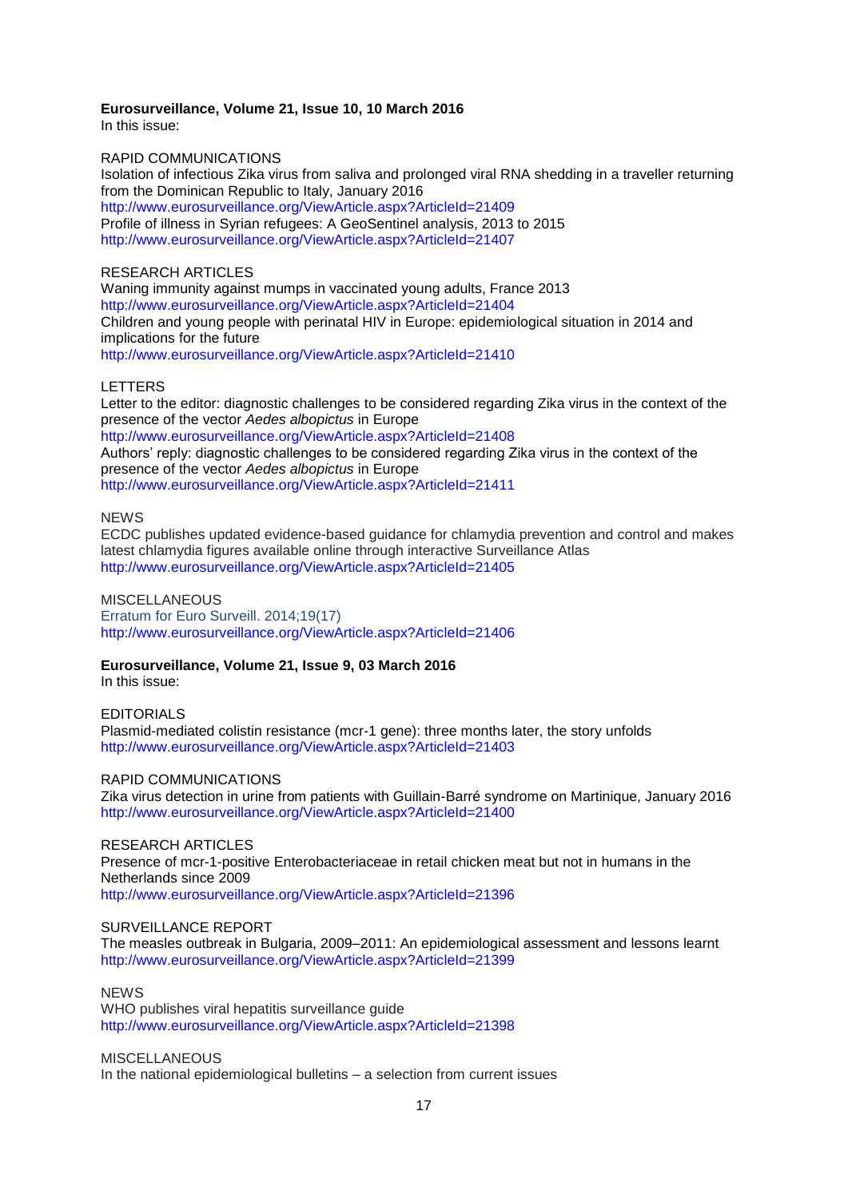**Eurosurveillance, Volume 21, Issue 10, 10 March 2016**
In this issue:

RAPID COMMUNICATIONS
Isolation of infectious Zika virus from saliva and prolonged viral RNA shedding in a traveller returning from the Dominican Republic to Italy, January 2016
http://www.eurosurveillance.org/ViewArticle.aspx?ArticleId=21409
Profile of illness in Syrian refugees: A GeoSentinel analysis, 2013 to 2015
http://www.eurosurveillance.org/ViewArticle.aspx?ArticleId=21407

RESEARCH ARTICLES
Waning immunity against mumps in vaccinated young adults, France 2013
http://www.eurosurveillance.org/ViewArticle.aspx?ArticleId=21404
Children and young people with perinatal HIV in Europe: epidemiological situation in 2014 and implications for the future
http://www.eurosurveillance.org/ViewArticle.aspx?ArticleId=21410

LETTERS
Letter to the editor: diagnostic challenges to be considered regarding Zika virus in the context of the presence of the vector *Aedes albopictus* in Europe
http://www.eurosurveillance.org/ViewArticle.aspx?ArticleId=21408
Authors' reply: diagnostic challenges to be considered regarding Zika virus in the context of the presence of the vector *Aedes albopictus* in Europe
http://www.eurosurveillance.org/ViewArticle.aspx?ArticleId=21411

NEWS
ECDC publishes updated evidence-based guidance for chlamydia prevention and control and makes latest chlamydia figures available online through interactive Surveillance Atlas
http://www.eurosurveillance.org/ViewArticle.aspx?ArticleId=21405

MISCELLANEOUS
Erratum for Euro Surveill. 2014;19(17)
http://www.eurosurveillance.org/ViewArticle.aspx?ArticleId=21406

**Eurosurveillance, Volume 21, Issue 9, 03 March 2016**
In this issue:

EDITORIALS
Plasmid-mediated colistin resistance (mcr-1 gene): three months later, the story unfolds
http://www.eurosurveillance.org/ViewArticle.aspx?ArticleId=21403

RAPID COMMUNICATIONS
Zika virus detection in urine from patients with Guillain-Barré syndrome on Martinique, January 2016
http://www.eurosurveillance.org/ViewArticle.aspx?ArticleId=21400

RESEARCH ARTICLES
Presence of mcr-1-positive Enterobacteriaceae in retail chicken meat but not in humans in the Netherlands since 2009
http://www.eurosurveillance.org/ViewArticle.aspx?ArticleId=21396

SURVEILLANCE REPORT
The measles outbreak in Bulgaria, 2009–2011: An epidemiological assessment and lessons learnt
http://www.eurosurveillance.org/ViewArticle.aspx?ArticleId=21399

NEWS
WHO publishes viral hepatitis surveillance guide
http://www.eurosurveillance.org/ViewArticle.aspx?ArticleId=21398

MISCELLANEOUS
In the national epidemiological bulletins – a selection from current issues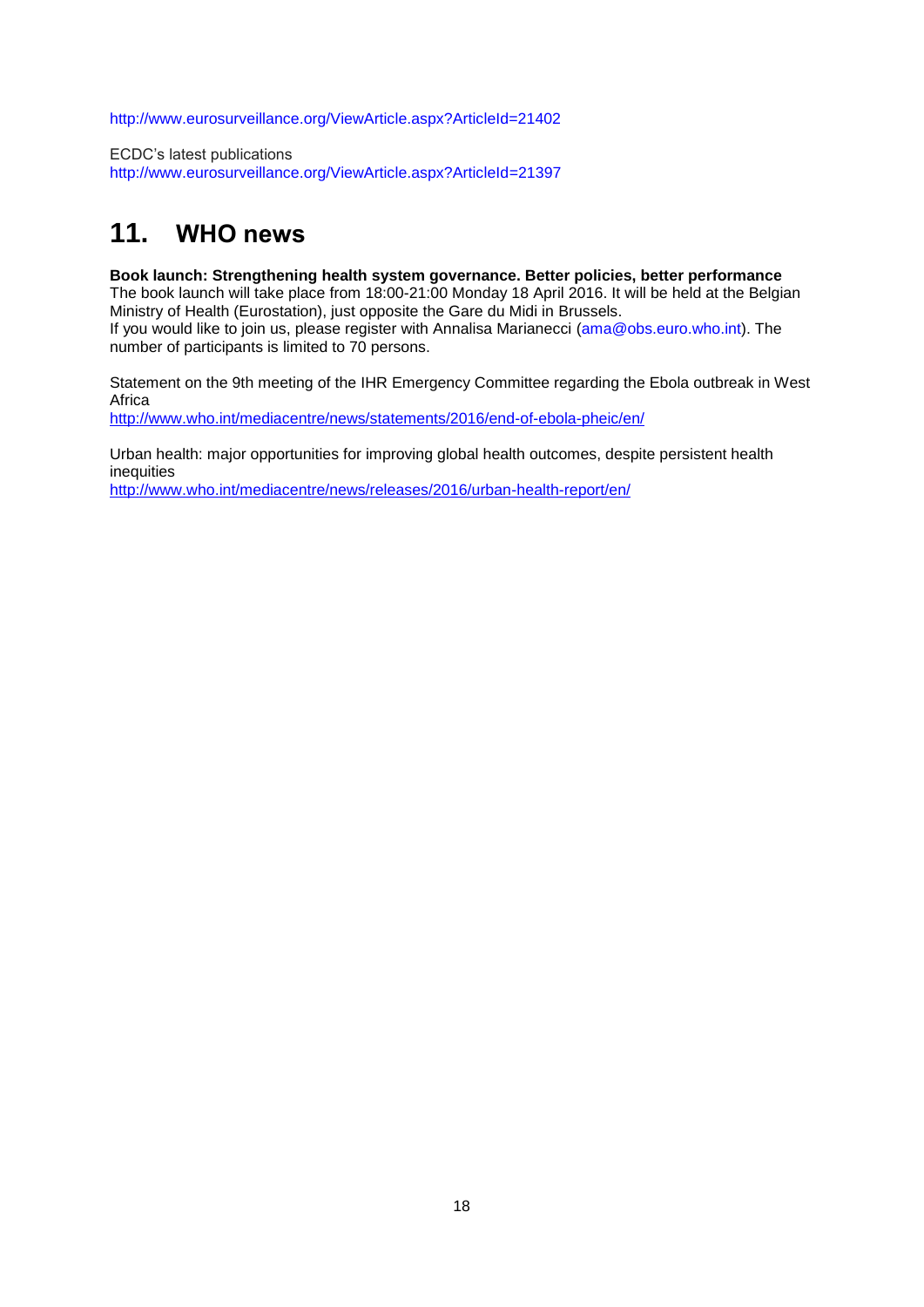http://www.eurosurveillance.org/ViewArticle.aspx?ArticleId=21402

ECDC's latest publications
http://www.eurosurveillance.org/ViewArticle.aspx?ArticleId=21397

# 11. WHO news

**Book launch: Strengthening health system governance. Better policies, better performance**
The book launch will take place from 18:00-21:00 Monday 18 April 2016. It will be held at the Belgian Ministry of Health (Eurostation), just opposite the Gare du Midi in Brussels.
If you would like to join us, please register with Annalisa Marianecci (ama@obs.euro.who.int). The number of participants is limited to 70 persons.

Statement on the 9th meeting of the IHR Emergency Committee regarding the Ebola outbreak in West Africa
http://www.who.int/mediacentre/news/statements/2016/end-of-ebola-pheic/en/

Urban health: major opportunities for improving global health outcomes, despite persistent health inequities
http://www.who.int/mediacentre/news/releases/2016/urban-health-report/en/